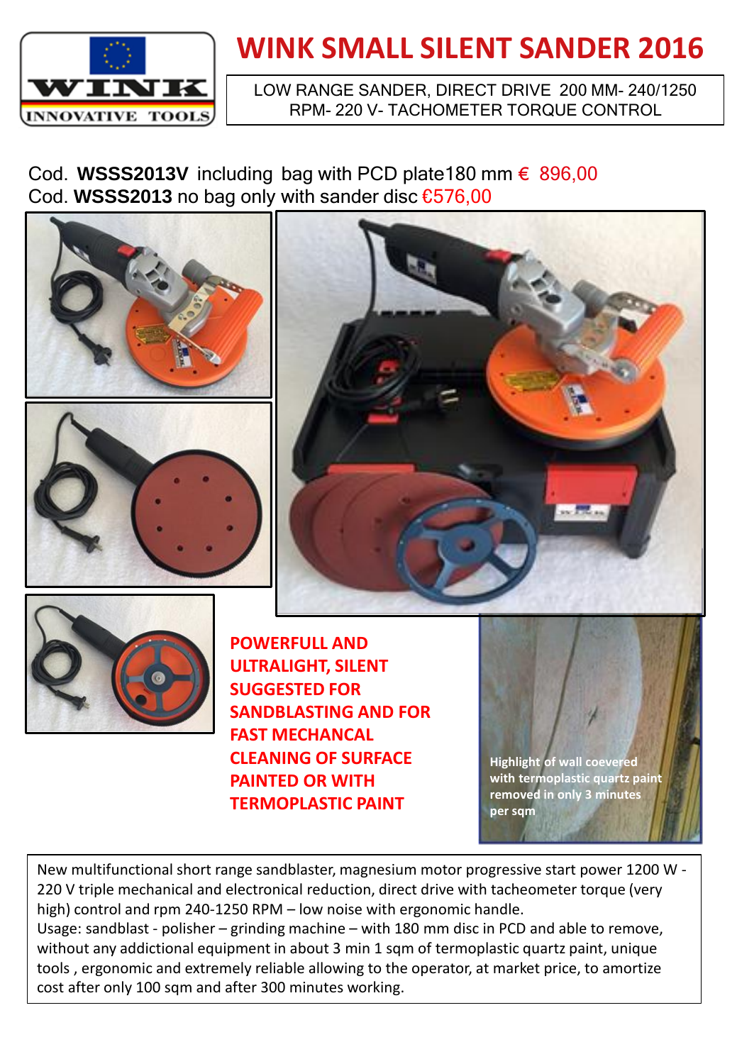WINK INNOVATIVE TOOLS

# WINK SMALL SILENT SANDER 2016

LOW RANGE SANDER, DIRECT DRIVE 200 MM- 240/1250 RPM- 220 V- TACHOMETER TORQUE CONTROL

Cod. **WSSS2013V** including bag with PCD plate180 mm € 896,00
Cod. **WSSS2013** no bag only with sander disc €576,00

**POWERFULL AND ULTRALIGHT, SILENT SUGGESTED FOR SANDBLASTING AND FOR FAST MECHANCAL CLEANING OF SURFACE PAINTED OR WITH TERMOPLASTIC PAINT**

Highlight of wall coevered with termoplastic quartz paint removed in only 3 minutes per sqm

New multifunctional short range sandblaster, magnesium motor progressive start power 1200 W - 220 V triple mechanical and electronical reduction, direct drive with tacheometer torque (very high) control and rpm 240-1250 RPM – low noise with ergonomic handle.
Usage: sandblast - polisher – grinding machine – with 180 mm disc in PCD and able to remove, without any addictional equipment in about 3 min 1 sqm of termoplastic quartz paint, unique tools , ergonomic and extremely reliable allowing to the operator, at market price, to amortize cost after only 100 sqm and after 300 minutes working.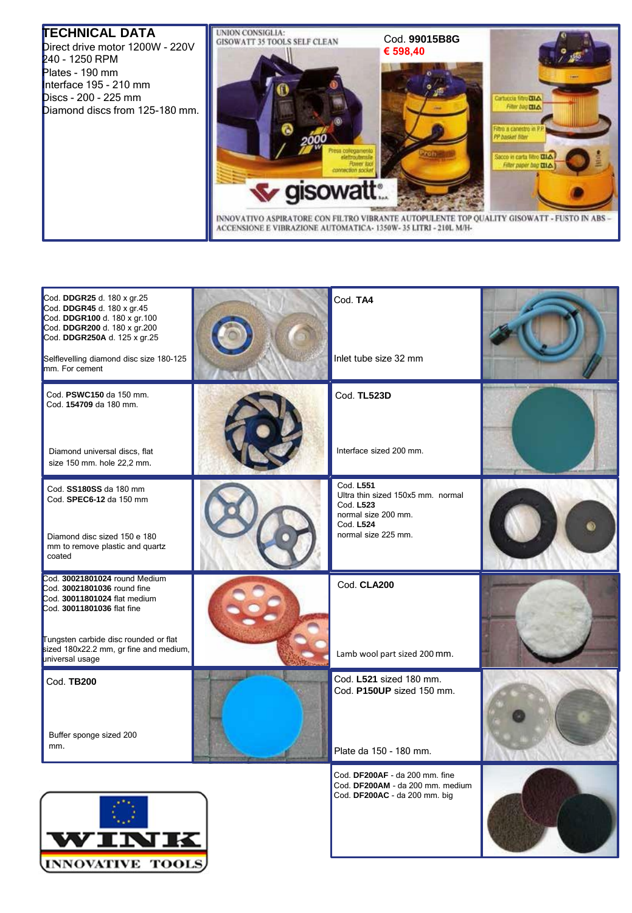## TECHNICAL DATA

Direct drive motor 1200W - 220V
240 - 1250 RPM
Plates - 190 mm
Interface 195 - 210 mm
Discs - 200 - 225 mm
Diamond discs from 125-180 mm.

UNION CONSIGLIA:
GISOWATT 35 TOOLS SELF CLEAN

Cod. **99015B8G**
**€ 598,40**

INNOVATIVO ASPIRATORE CON FILTRO VIBRANTE AUTOPULENTE TOP QUALITY GISOWATT - FUSTO IN ABS - ACCENSIONE E VIBRAZIONE AUTOMATICA- 1350W- 35 LITRI - 210L M/H-

Cod. **DDGR25** d. 180 x gr.25
Cod. **DDGR45** d. 180 x gr.45
Cod. **DDGR100** d. 180 x gr.100
Cod. **DDGR200** d. 180 x gr.200
Cod. **DDGR250A** d. 125 x gr.25

Selflevelling diamond disc size 180-125 mm. For cement

Cod. **TA4**

Inlet tube size 32 mm

Cod. **PSWC150** da 150 mm.
Cod. **154709** da 180 mm.

Diamond universal discs, flat size 150 mm. hole 22,2 mm.

Cod. **TL523D**

Interface sized 200 mm.

Cod. **SS180SS** da 180 mm
Cod. **SPEC6-12** da 150 mm

Diamond disc sized 150 e 180 mm to remove plastic and quartz coated

Cod. **L551**
Ultra thin sized 150x5 mm. normal
Cod. **L523**
normal size 200 mm.
Cod. **L524**
normal size 225 mm.

Cod. **30021801024** round Medium
Cod. **30021801036** round fine
Cod. **30011801024** flat medium
Cod. **30011801036** flat fine

Tungsten carbide disc rounded or flat sized 180x22.2 mm, gr fine and medium, universal usage

Cod. **CLA200**

Lamb wool part sized 200 mm.

Cod. **TB200**

Buffer sponge sized 200 mm.

Cod. **L521** sized 180 mm.
Cod. **P150UP** sized 150 mm.

Plate da 150 - 180 mm.

Cod. **DF200AF** - da 200 mm. fine
Cod. **DF200AM** - da 200 mm. medium
Cod. **DF200AC** - da 200 mm. big

WINK
INNOVATIVE TOOLS